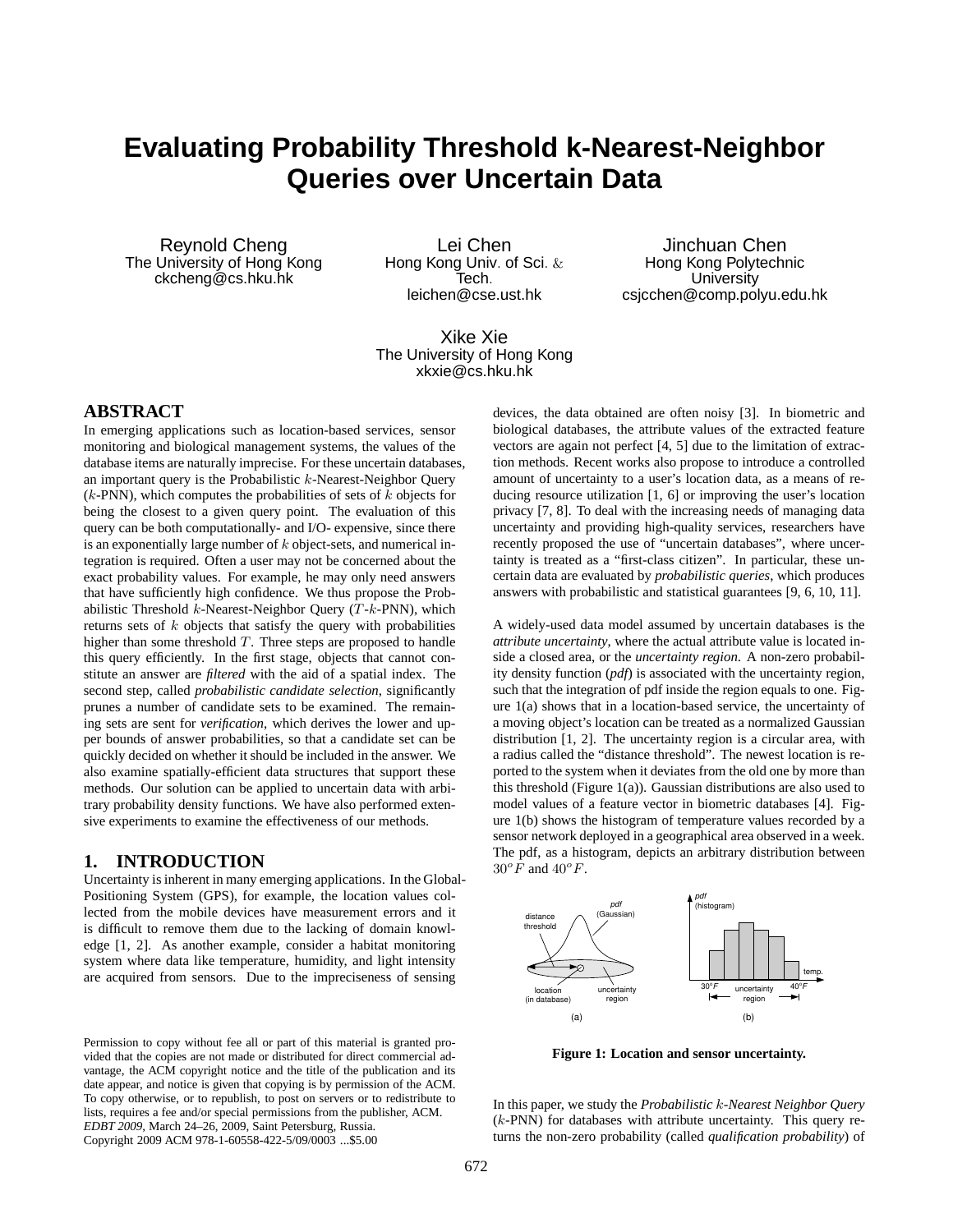# Evaluating Probability Threshold k-Nearest-Neighbor Queries over Uncertain Data

Reynold Cheng
The University of Hong Kong
ckcheng@cs.hku.hk

Lei Chen
Hong Kong Univ. of Sci. & Tech.
leichen@cse.ust.hk

Jinchuan Chen
Hong Kong Polytechnic University
csjcchen@comp.polyu.edu.hk

Xike Xie
The University of Hong Kong
xkxie@cs.hku.hk

## ABSTRACT

In emerging applications such as location-based services, sensor monitoring and biological management systems, the values of the database items are naturally imprecise. For these uncertain databases, an important query is the Probabilistic $k$-Nearest-Neighbor Query ($k$-PNN), which computes the probabilities of sets of $k$ objects for being the closest to a given query point. The evaluation of this query can be both computationally- and I/O- expensive, since there is an exponentially large number of $k$ object-sets, and numerical integration is required. Often a user may not be concerned about the exact probability values. For example, he may only need answers that have sufficiently high confidence. We thus propose the Probabilistic Threshold $k$-Nearest-Neighbor Query ($T$-$k$-PNN), which returns sets of $k$ objects that satisfy the query with probabilities higher than some threshold $T$. Three steps are proposed to handle this query efficiently. In the first stage, objects that cannot constitute an answer are *filtered* with the aid of a spatial index. The second step, called *probabilistic candidate selection*, significantly prunes a number of candidate sets to be examined. The remaining sets are sent for *verification*, which derives the lower and upper bounds of answer probabilities, so that a candidate set can be quickly decided on whether it should be included in the answer. We also examine spatially-efficient data structures that support these methods. Our solution can be applied to uncertain data with arbitrary probability density functions. We have also performed extensive experiments to examine the effectiveness of our methods.

## 1. INTRODUCTION

Uncertainty is inherent in many emerging applications. In the Global-Positioning System (GPS), for example, the location values collected from the mobile devices have measurement errors and it is difficult to remove them due to the lacking of domain knowledge [1, 2]. As another example, consider a habitat monitoring system where data like temperature, humidity, and light intensity are acquired from sensors. Due to the impreciseness of sensing devices, the data obtained are often noisy [3]. In biometric and biological databases, the attribute values of the extracted feature vectors are again not perfect [4, 5] due to the limitation of extraction methods. Recent works also propose to introduce a controlled amount of uncertainty to a user's location data, as a means of reducing resource utilization [1, 6] or improving the user's location privacy [7, 8]. To deal with the increasing needs of managing data uncertainty and providing high-quality services, researchers have recently proposed the use of "uncertain databases", where uncertainty is treated as a "first-class citizen". In particular, these uncertain data are evaluated by *probabilistic queries*, which produces answers with probabilistic and statistical guarantees [9, 6, 10, 11].

A widely-used data model assumed by uncertain databases is the *attribute uncertainty*, where the actual attribute value is located inside a closed area, or the *uncertainty region*. A non-zero probability density function (*pdf*) is associated with the uncertainty region, such that the integration of pdf inside the region equals to one. Figure 1(a) shows that in a location-based service, the uncertainty of a moving object's location can be treated as a normalized Gaussian distribution [1, 2]. The uncertainty region is a circular area, with a radius called the "distance threshold". The newest location is reported to the system when it deviates from the old one by more than this threshold (Figure 1(a)). Gaussian distributions are also used to model values of a feature vector in biometric databases [4]. Figure 1(b) shows the histogram of temperature values recorded by a sensor network deployed in a geographical area observed in a week. The pdf, as a histogram, depicts an arbitrary distribution between $30^oF$ and $40^oF$.

distance threshold
pdf (Gaussian)
location (in database)
uncertainty region
(a)
pdf (histogram)
temp.
30°F
uncertainty region
40°F
(b)

**Figure 1: Location and sensor uncertainty.**

In this paper, we study the *Probabilistic $k$-Nearest Neighbor Query* ($k$-PNN) for databases with attribute uncertainty. This query returns the non-zero probability (called *qualification probability*) of

Permission to copy without fee all or part of this material is granted provided that the copies are not made or distributed for direct commercial advantage, the ACM copyright notice and the title of the publication and its date appear, and notice is given that copying is by permission of the ACM. To copy otherwise, or to republish, to post on servers or to redistribute to lists, requires a fee and/or special permissions from the publisher, ACM.
*EDBT 2009*, March 24–26, 2009, Saint Petersburg, Russia.
Copyright 2009 ACM 978-1-60558-422-5/09/0003 ...$5.00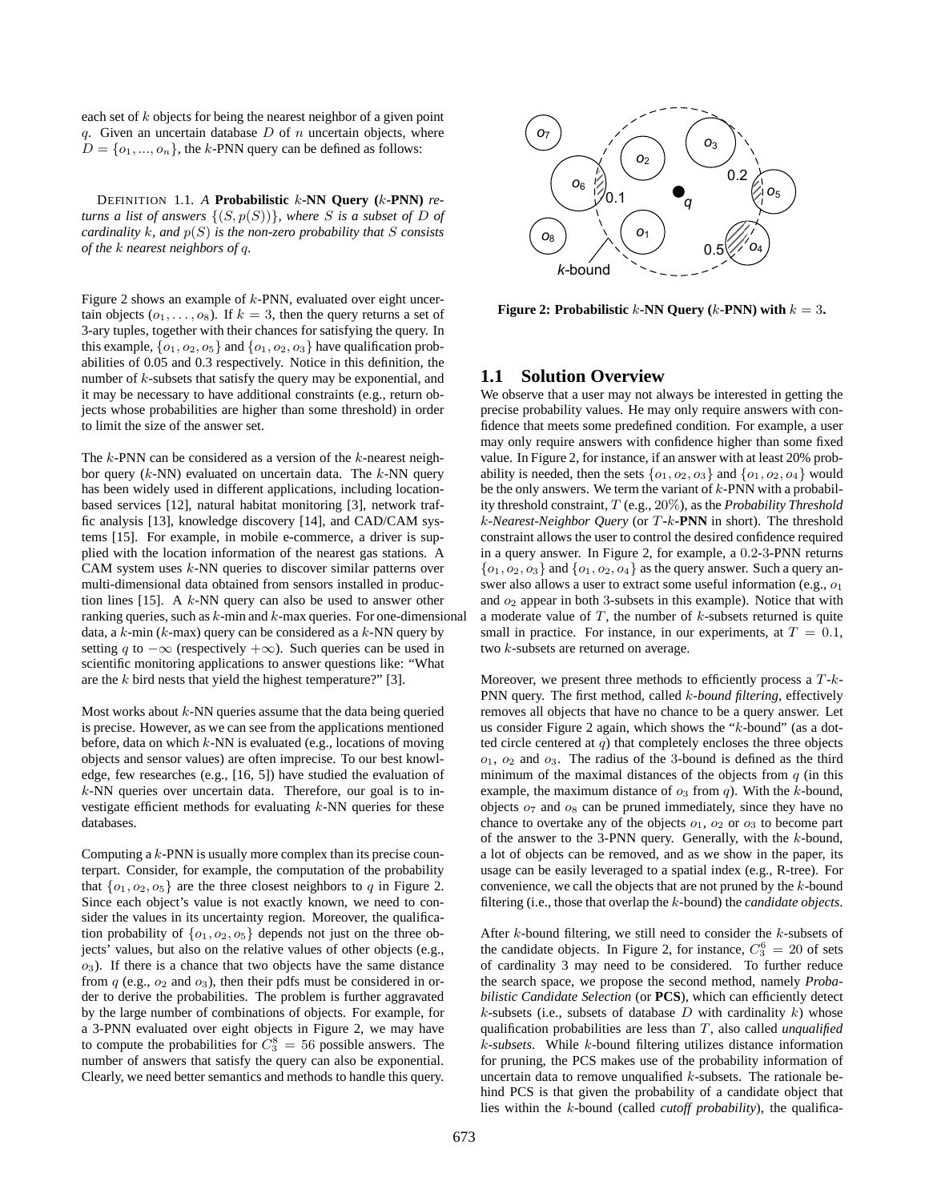each set of $k$ objects for being the nearest neighbor of a given point $q$. Given an uncertain database $D$ of $n$ uncertain objects, where $D = \{o_1, ..., o_n\}$, the $k$-PNN query can be defined as follows:

DEFINITION 1.1. *A* **Probabilistic $k$-NN Query ($k$-PNN)** *returns a list of answers $\{(S, p(S))\}$, where $S$ is a subset of $D$ of cardinality $k$, and $p(S)$ is the non-zero probability that $S$ consists of the $k$ nearest neighbors of $q$.*

Figure 2 shows an example of $k$-PNN, evaluated over eight uncertain objects ($o_1, \ldots, o_8$). If $k = 3$, then the query returns a set of 3-ary tuples, together with their chances for satisfying the query. In this example, $\{o_1, o_2, o_5\}$ and $\{o_1, o_2, o_3\}$ have qualification probabilities of 0.05 and 0.3 respectively. Notice in this definition, the number of $k$-subsets that satisfy the query may be exponential, and it may be necessary to have additional constraints (e.g., return objects whose probabilities are higher than some threshold) in order to limit the size of the answer set.

The $k$-PNN can be considered as a version of the $k$-nearest neighbor query ($k$-NN) evaluated on uncertain data. The $k$-NN query has been widely used in different applications, including location-based services [12], natural habitat monitoring [3], network traffic analysis [13], knowledge discovery [14], and CAD/CAM systems [15]. For example, in mobile e-commerce, a driver is supplied with the location information of the nearest gas stations. A CAM system uses $k$-NN queries to discover similar patterns over multi-dimensional data obtained from sensors installed in production lines [15]. A $k$-NN query can also be used to answer other ranking queries, such as $k$-min and $k$-max queries. For one-dimensional data, a $k$-min ($k$-max) query can be considered as a $k$-NN query by setting $q$ to $-\infty$ (respectively $+\infty$). Such queries can be used in scientific monitoring applications to answer questions like: "What are the $k$ bird nests that yield the highest temperature?" [3].

Most works about $k$-NN queries assume that the data being queried is precise. However, as we can see from the applications mentioned before, data on which $k$-NN is evaluated (e.g., locations of moving objects and sensor values) are often imprecise. To our best knowledge, few researches (e.g., [16, 5]) have studied the evaluation of $k$-NN queries over uncertain data. Therefore, our goal is to investigate efficient methods for evaluating $k$-NN queries for these databases.

Computing a $k$-PNN is usually more complex than its precise counterpart. Consider, for example, the computation of the probability that $\{o_1, o_2, o_5\}$ are the three closest neighbors to $q$ in Figure 2. Since each object's value is not exactly known, we need to consider the values in its uncertainty region. Moreover, the qualification probability of $\{o_1, o_2, o_5\}$ depends not just on the three objects' values, but also on the relative values of other objects (e.g., $o_3$). If there is a chance that two objects have the same distance from $q$ (e.g., $o_2$ and $o_3$), then their pdfs must be considered in order to derive the probabilities. The problem is further aggravated by the large number of combinations of objects. For example, for a 3-PNN evaluated over eight objects in Figure 2, we may have to compute the probabilities for $C_3^8 = 56$ possible answers. The number of answers that satisfy the query can also be exponential. Clearly, we need better semantics and methods to handle this query.

**Figure 2: Probabilistic $k$-NN Query ($k$-PNN) with $k = 3$.**

## 1.1 Solution Overview

We observe that a user may not always be interested in getting the precise probability values. He may only require answers with confidence that meets some predefined condition. For example, a user may only require answers with confidence higher than some fixed value. In Figure 2, for instance, if an answer with at least 20% probability is needed, then the sets $\{o_1, o_2, o_3\}$ and $\{o_1, o_2, o_4\}$ would be the only answers. We term the variant of $k$-PNN with a probability threshold constraint, $T$ (e.g., 20%), as the *Probability Threshold $k$-Nearest-Neighbor Query* (or $T$-$k$-**PNN** in short). The threshold constraint allows the user to control the desired confidence required in a query answer. In Figure 2, for example, a 0.2-3-PNN returns $\{o_1, o_2, o_3\}$ and $\{o_1, o_2, o_4\}$ as the query answer. Such a query answer also allows a user to extract some useful information (e.g., $o_1$ and $o_2$ appear in both 3-subsets in this example). Notice that with a moderate value of $T$, the number of $k$-subsets returned is quite small in practice. For instance, in our experiments, at $T = 0.1$, two $k$-subsets are returned on average.

Moreover, we present three methods to efficiently process a $T$-$k$-PNN query. The first method, called *$k$-bound filtering*, effectively removes all objects that have no chance to be a query answer. Let us consider Figure 2 again, which shows the "$k$-bound" (as a dotted circle centered at $q$) that completely encloses the three objects $o_1$, $o_2$ and $o_3$. The radius of the 3-bound is defined as the third minimum of the maximal distances of the objects from $q$ (in this example, the maximum distance of $o_3$ from $q$). With the $k$-bound, objects $o_7$ and $o_8$ can be pruned immediately, since they have no chance to overtake any of the objects $o_1$, $o_2$ or $o_3$ to become part of the answer to the 3-PNN query. Generally, with the $k$-bound, a lot of objects can be removed, and as we show in the paper, its usage can be easily leveraged to a spatial index (e.g., R-tree). For convenience, we call the objects that are not pruned by the $k$-bound filtering (i.e., those that overlap the $k$-bound) the *candidate objects*.

After $k$-bound filtering, we still need to consider the $k$-subsets of the candidate objects. In Figure 2, for instance, $C_3^6 = 20$ of sets of cardinality 3 may need to be considered. To further reduce the search space, we propose the second method, namely *Probabilistic Candidate Selection* (or **PCS**), which can efficiently detect $k$-subsets (i.e., subsets of database $D$ with cardinality $k$) whose qualification probabilities are less than $T$, also called *unqualified $k$-subsets*. While $k$-bound filtering utilizes distance information for pruning, the PCS makes use of the probability information of uncertain data to remove unqualified $k$-subsets. The rationale behind PCS is that given the probability of a candidate object that lies within the $k$-bound (called *cutoff probability*), the qualifica-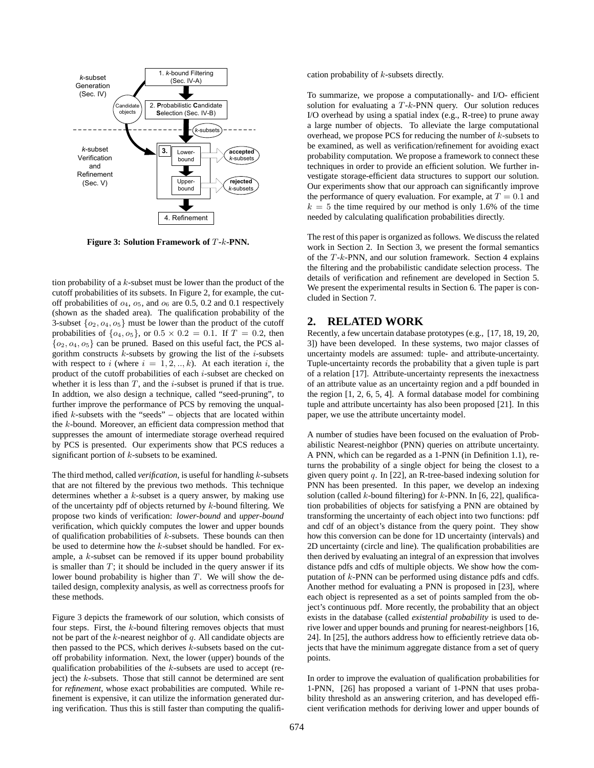k-subset Generation (Sec. IV)

1. k-bound Filtering (Sec. IV-A)

Candidate objects

2. **P**robabilistic **C**andidate **S**election (Sec. IV-B)

k-subsets

k-subset Verification and Refinement (Sec. V)

3. Lower-bound

accepted k-subsets

Upper-bound

rejected k-subsets

4. Refinement

**Figure 3: Solution Framework of $T$-$k$-PNN.**

tion probability of a $k$-subset must be lower than the product of the cutoff probabilities of its subsets. In Figure 2, for example, the cutoff probabilities of $o_4$, $o_5$, and $o_6$ are 0.5, 0.2 and 0.1 respectively (shown as the shaded area). The qualification probability of the 3-subset $\{o_2, o_4, o_5\}$ must be lower than the product of the cutoff probabilities of $\{o_4, o_5\}$, or $0.5 \times 0.2 = 0.1$. If $T = 0.2$, then $\{o_2, o_4, o_5\}$ can be pruned. Based on this useful fact, the PCS algorithm constructs $k$-subsets by growing the list of the $i$-subsets with respect to $i$ (where $i = 1, 2, .., k$). At each iteration $i$, the product of the cutoff probabilities of each $i$-subset are checked on whether it is less than $T$, and the $i$-subset is pruned if that is true. In addtion, we also design a technique, called "seed-pruning", to further improve the performance of PCS by removing the unqualified $k$-subsets with the "seeds" – objects that are located within the $k$-bound. Moreover, an efficient data compression method that suppresses the amount of intermediate storage overhead required by PCS is presented. Our experiments show that PCS reduces a significant portion of $k$-subsets to be examined.

The third method, called *verification*, is useful for handling $k$-subsets that are not filtered by the previous two methods. This technique determines whether a $k$-subset is a query answer, by making use of the uncertainty pdf of objects returned by $k$-bound filtering. We propose two kinds of verification: *lower-bound* and *upper-bound* verification, which quickly computes the lower and upper bounds of qualification probabilities of $k$-subsets. These bounds can then be used to determine how the $k$-subset should be handled. For example, a $k$-subset can be removed if its upper bound probability is smaller than $T$; it should be included in the query answer if its lower bound probability is higher than $T$. We will show the detailed design, complexity analysis, as well as correctness proofs for these methods.

Figure 3 depicts the framework of our solution, which consists of four steps. First, the $k$-bound filtering removes objects that must not be part of the $k$-nearest neighbor of $q$. All candidate objects are then passed to the PCS, which derives $k$-subsets based on the cutoff probability information. Next, the lower (upper) bounds of the qualification probabilities of the $k$-subsets are used to accept (reject) the $k$-subsets. Those that still cannot be determined are sent for *refinement*, whose exact probabilities are computed. While refinement is expensive, it can utilize the information generated during verification. Thus this is still faster than computing the qualification probability of $k$-subsets directly.

To summarize, we propose a computationally- and I/O- efficient solution for evaluating a $T$-$k$-PNN query. Our solution reduces I/O overhead by using a spatial index (e.g., R-tree) to prune away a large number of objects. To alleviate the large computational overhead, we propose PCS for reducing the number of $k$-subsets to be examined, as well as verification/refinement for avoiding exact probability computation. We propose a framework to connect these techniques in order to provide an efficient solution. We further investigate storage-efficient data structures to support our solution. Our experiments show that our approach can significantly improve the performance of query evaluation. For example, at $T = 0.1$ and $k = 5$ the time required by our method is only 1.6% of the time needed by calculating qualification probabilities directly.

The rest of this paper is organized as follows. We discuss the related work in Section 2. In Section 3, we present the formal semantics of the $T$-$k$-PNN, and our solution framework. Section 4 explains the filtering and the probabilistic candidate selection process. The details of verification and refinement are developed in Section 5. We present the experimental results in Section 6. The paper is concluded in Section 7.

## 2. RELATED WORK

Recently, a few uncertain database prototypes (e.g., [17, 18, 19, 20, 3]) have been developed. In these systems, two major classes of uncertainty models are assumed: tuple- and attribute-uncertainty. Tuple-uncertainty records the probability that a given tuple is part of a relation [17]. Attribute-uncertainty represents the inexactness of an attribute value as an uncertainty region and a pdf bounded in the region [1, 2, 6, 5, 4]. A formal database model for combining tuple and attribute uncertainty has also been proposed [21]. In this paper, we use the attribute uncertainty model.

A number of studies have been focused on the evaluation of Probabilistic Nearest-neighbor (PNN) queries on attribute uncertainty. A PNN, which can be regarded as a 1-PNN (in Definition 1.1), returns the probability of a single object for being the closest to a given query point $q$. In [22], an R-tree-based indexing solution for PNN has been presented. In this paper, we develop an indexing solution (called $k$-bound filtering) for $k$-PNN. In [6, 22], qualification probabilities of objects for satisfying a PNN are obtained by transforming the uncertainty of each object into two functions: pdf and cdf of an object's distance from the query point. They show how this conversion can be done for 1D uncertainty (intervals) and 2D uncertainty (circle and line). The qualification probabilities are then derived by evaluating an integral of an expression that involves distance pdfs and cdfs of multiple objects. We show how the computation of $k$-PNN can be performed using distance pdfs and cdfs. Another method for evaluating a PNN is proposed in [23], where each object is represented as a set of points sampled from the object's continuous pdf. More recently, the probability that an object exists in the database (called *existential probability* is used to derive lower and upper bounds and pruning for nearest-neighbors [16, 24]. In [25], the authors address how to efficiently retrieve data objects that have the minimum aggregate distance from a set of query points.

In order to improve the evaluation of qualification probabilities for 1-PNN, [26] has proposed a variant of 1-PNN that uses probability threshold as an answering criterion, and has developed efficient verification methods for deriving lower and upper bounds of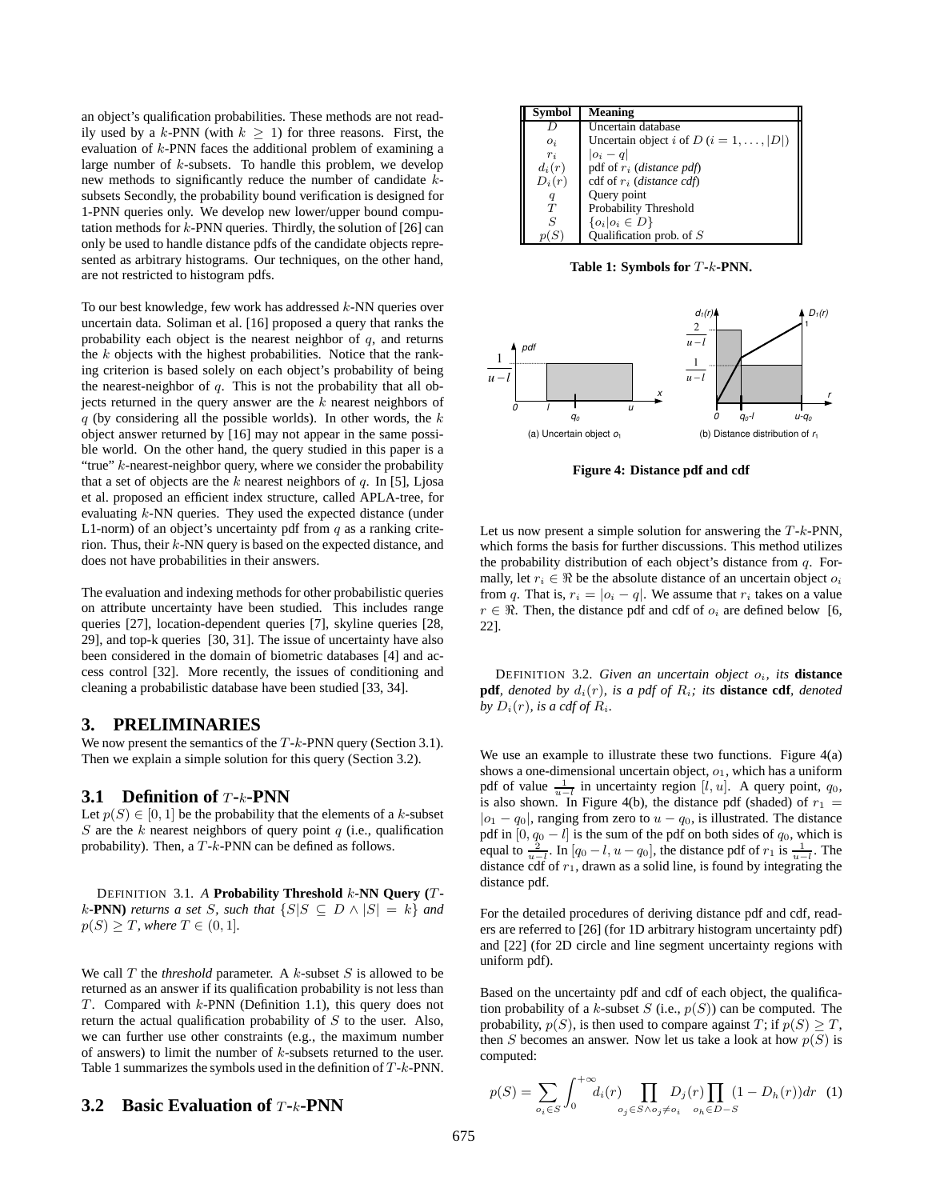an object's qualification probabilities. These methods are not readily used by a $k$-PNN (with $k \geq 1$) for three reasons. First, the evaluation of $k$-PNN faces the additional problem of examining a large number of $k$-subsets. To handle this problem, we develop new methods to significantly reduce the number of candidate $k$-subsets Secondly, the probability bound verification is designed for 1-PNN queries only. We develop new lower/upper bound computation methods for $k$-PNN queries. Thirdly, the solution of [26] can only be used to handle distance pdfs of the candidate objects represented as arbitrary histograms. Our techniques, on the other hand, are not restricted to histogram pdfs.

To our best knowledge, few work has addressed $k$-NN queries over uncertain data. Soliman et al. [16] proposed a query that ranks the probability each object is the nearest neighbor of $q$, and returns the $k$ objects with the highest probabilities. Notice that the ranking criterion is based solely on each object's probability of being the nearest-neighbor of $q$. This is not the probability that all objects returned in the query answer are the $k$ nearest neighbors of $q$ (by considering all the possible worlds). In other words, the $k$ object answer returned by [16] may not appear in the same possible world. On the other hand, the query studied in this paper is a "true" $k$-nearest-neighbor query, where we consider the probability that a set of objects are the $k$ nearest neighbors of $q$. In [5], Ljosa et al. proposed an efficient index structure, called APLA-tree, for evaluating $k$-NN queries. They used the expected distance (under L1-norm) of an object's uncertainty pdf from $q$ as a ranking criterion. Thus, their $k$-NN query is based on the expected distance, and does not have probabilities in their answers.

The evaluation and indexing methods for other probabilistic queries on attribute uncertainty have been studied. This includes range queries [27], location-dependent queries [7], skyline queries [28, 29], and top-k queries [30, 31]. The issue of uncertainty have also been considered in the domain of biometric databases [4] and access control [32]. More recently, the issues of conditioning and cleaning a probabilistic database have been studied [33, 34].

## 3. PRELIMINARIES

We now present the semantics of the $T$-$k$-PNN query (Section 3.1). Then we explain a simple solution for this query (Section 3.2).

### 3.1 Definition of $T$-$k$-PNN

Let $p(S) \in [0, 1]$ be the probability that the elements of a $k$-subset $S$ are the $k$ nearest neighbors of query point $q$ (i.e., qualification probability). Then, a $T$-$k$-PNN can be defined as follows.

DEFINITION 3.1. *A* **Probability Threshold $k$-NN Query ($T$-$k$-PNN)** *returns a set* $S$*, such that* $\{S | S \subseteq D \wedge |S| = k\}$ *and* $p(S) \geq T$*, where* $T \in (0, 1]$.

We call $T$ the *threshold* parameter. A $k$-subset $S$ is allowed to be returned as an answer if its qualification probability is not less than $T$. Compared with $k$-PNN (Definition 1.1), this query does not return the actual qualification probability of $S$ to the user. Also, we can further use other constraints (e.g., the maximum number of answers) to limit the number of $k$-subsets returned to the user. Table 1 summarizes the symbols used in the definition of $T$-$k$-PNN.

### 3.2 Basic Evaluation of $T$-$k$-PNN

| Symbol | Meaning |
|---|---|
| $D$ | Uncertain database |
| $o_i$ | Uncertain object $i$ of $D$ $(i = 1, \ldots, \|D\|)$ |
| $r_i$ | $\|o_i - q\|$ |
| $d_i(r)$ | pdf of $r_i$ (*distance pdf*) |
| $D_i(r)$ | cdf of $r_i$ (*distance cdf*) |
| $q$ | Query point |
| $T$ | Probability Threshold |
| $S$ | $\{o_i \| o_i \in D\}$ |
| $p(S)$ | Qualification prob. of $S$ |

**Table 1: Symbols for $T$-$k$-PNN.**

**Figure 4: Distance pdf and cdf**

Let us now present a simple solution for answering the $T$-$k$-PNN, which forms the basis for further discussions. This method utilizes the probability distribution of each object's distance from $q$. Formally, let $r_i \in \Re$ be the absolute distance of an uncertain object $o_i$ from $q$. That is, $r_i = |o_i - q|$. We assume that $r_i$ takes on a value $r \in \Re$. Then, the distance pdf and cdf of $o_i$ are defined below [6, 22].

DEFINITION 3.2. *Given an uncertain object* $o_i$*, its* **distance pdf***, denoted by* $d_i(r)$*, is a pdf of* $R_i$*; its* **distance cdf***, denoted by* $D_i(r)$*, is a cdf of* $R_i$.

We use an example to illustrate these two functions. Figure 4(a) shows a one-dimensional uncertain object, $o_1$, which has a uniform pdf of value $\frac{1}{u-l}$ in uncertainty region $[l, u]$. A query point, $q_0$, is also shown. In Figure 4(b), the distance pdf (shaded) of $r_1 = |o_1 - q_0|$, ranging from zero to $u - q_0$, is illustrated. The distance pdf in $[0, q_0 - l]$ is the sum of the pdf on both sides of $q_0$, which is equal to $\frac{2}{u-l}$. In $[q_0 - l, u - q_0]$, the distance pdf of $r_1$ is $\frac{1}{u-l}$. The distance cdf of $r_1$, drawn as a solid line, is found by integrating the distance pdf.

For the detailed procedures of deriving distance pdf and cdf, readers are referred to [26] (for 1D arbitrary histogram uncertainty pdf) and [22] (for 2D circle and line segment uncertainty regions with uniform pdf).

Based on the uncertainty pdf and cdf of each object, the qualification probability of a $k$-subset $S$ (i.e., $p(S)$) can be computed. The probability, $p(S)$, is then used to compare against $T$; if $p(S) \geq T$, then $S$ becomes an answer. Now let us take a look at how $p(S)$ is computed:

$$p(S) = \sum_{o_i \in S} \int_{0}^{+\infty} d_i(r) \prod_{o_j \in S \wedge o_j \neq o_i} D_j(r) \prod_{o_h \in D - S} (1 - D_h(r)) dr \quad (1)$$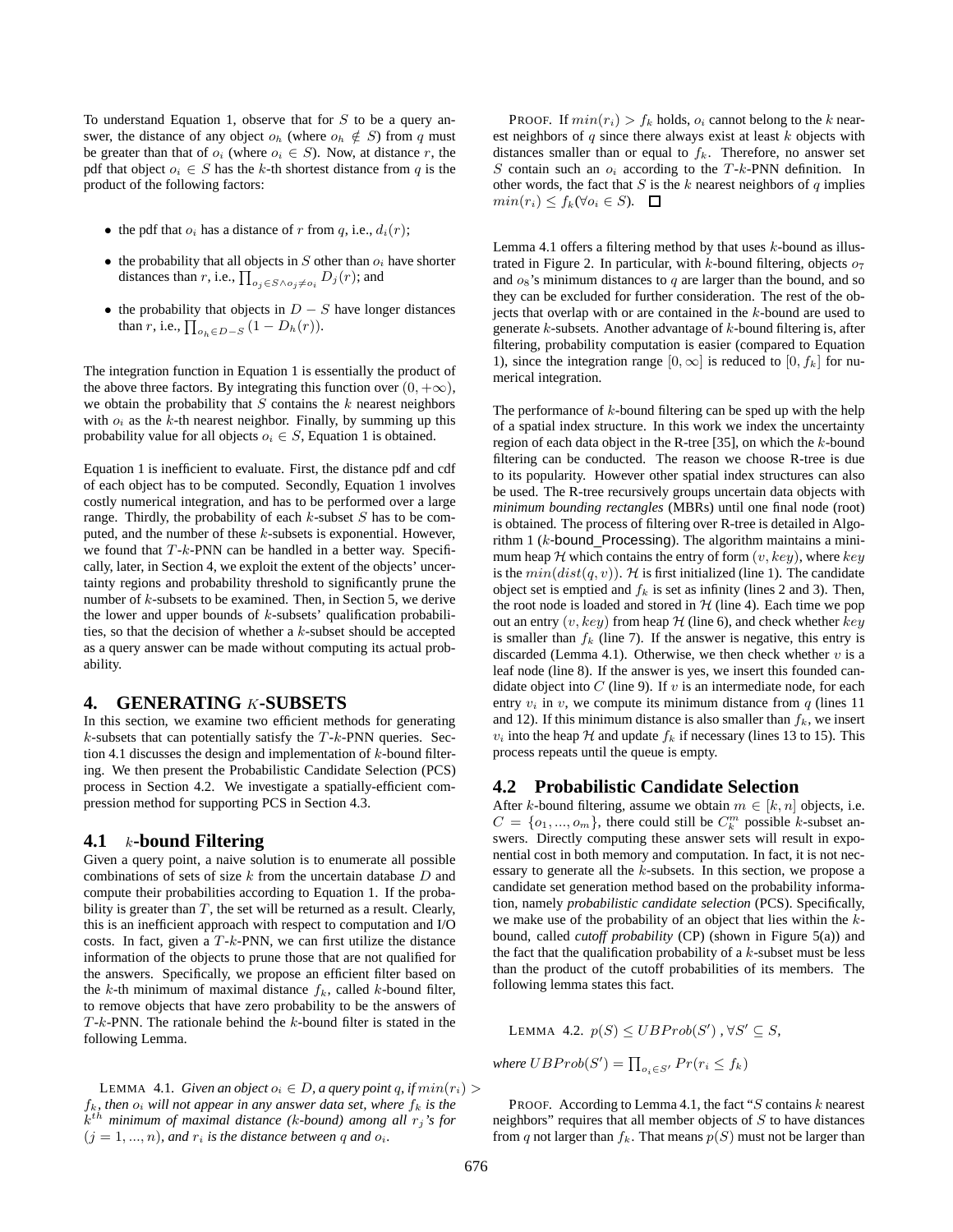To understand Equation 1, observe that for $S$ to be a query answer, the distance of any object $o_h$ (where $o_h \notin S$) from $q$ must be greater than that of $o_i$ (where $o_i \in S$). Now, at distance $r$, the pdf that object $o_i \in S$ has the $k$-th shortest distance from $q$ is the product of the following factors:

- the pdf that $o_i$ has a distance of $r$ from $q$, i.e., $d_i(r)$;
- the probability that all objects in $S$ other than $o_i$ have shorter distances than $r$, i.e., $\prod_{o_j \in S \wedge o_j \neq o_i} D_j(r)$; and
- the probability that objects in $D - S$ have longer distances than $r$, i.e., $\prod_{o_h \in D-S} (1 - D_h(r))$.

The integration function in Equation 1 is essentially the product of the above three factors. By integrating this function over $(0, +\infty)$, we obtain the probability that $S$ contains the $k$ nearest neighbors with $o_i$ as the $k$-th nearest neighbor. Finally, by summing up this probability value for all objects $o_i \in S$, Equation 1 is obtained.

Equation 1 is inefficient to evaluate. First, the distance pdf and cdf of each object has to be computed. Secondly, Equation 1 involves costly numerical integration, and has to be performed over a large range. Thirdly, the probability of each $k$-subset $S$ has to be computed, and the number of these $k$-subsets is exponential. However, we found that $T$-$k$-PNN can be handled in a better way. Specifically, later, in Section 4, we exploit the extent of the objects' uncertainty regions and probability threshold to significantly prune the number of $k$-subsets to be examined. Then, in Section 5, we derive the lower and upper bounds of $k$-subsets' qualification probabilities, so that the decision of whether a $k$-subset should be accepted as a query answer can be made without computing its actual probability.

## 4. GENERATING $K$-SUBSETS

In this section, we examine two efficient methods for generating $k$-subsets that can potentially satisfy the $T$-$k$-PNN queries. Section 4.1 discusses the design and implementation of $k$-bound filtering. We then present the Probabilistic Candidate Selection (PCS) process in Section 4.2. We investigate a spatially-efficient compression method for supporting PCS in Section 4.3.

### 4.1 $k$-bound Filtering

Given a query point, a naive solution is to enumerate all possible combinations of sets of size $k$ from the uncertain database $D$ and compute their probabilities according to Equation 1. If the probability is greater than $T$, the set will be returned as a result. Clearly, this is an inefficient approach with respect to computation and I/O costs. In fact, given a $T$-$k$-PNN, we can first utilize the distance information of the objects to prune those that are not qualified for the answers. Specifically, we propose an efficient filter based on the $k$-th minimum of maximal distance $f_k$, called $k$-bound filter, to remove objects that have zero probability to be the answers of $T$-$k$-PNN. The rationale behind the $k$-bound filter is stated in the following Lemma.

LEMMA 4.1. *Given an object $o_i \in D$, a query point $q$, if $min(r_i) > f_k$, then $o_i$ will not appear in any answer data set, where $f_k$ is the $k^{th}$ minimum of maximal distance ($k$-bound) among all $r_j$'s for $(j = 1, ..., n)$, and $r_i$ is the distance between $q$ and $o_i$.*

PROOF. If $min(r_i) > f_k$ holds, $o_i$ cannot belong to the $k$ nearest neighbors of $q$ since there always exist at least $k$ objects with distances smaller than or equal to $f_k$. Therefore, no answer set $S$ contain such an $o_i$ according to the $T$-$k$-PNN definition. In other words, the fact that $S$ is the $k$ nearest neighbors of $q$ implies $min(r_i) \leq f_k (\forall o_i \in S)$. □

Lemma 4.1 offers a filtering method by that uses $k$-bound as illustrated in Figure 2. In particular, with $k$-bound filtering, objects $o_7$ and $o_8$'s minimum distances to $q$ are larger than the bound, and so they can be excluded for further consideration. The rest of the objects that overlap with or are contained in the $k$-bound are used to generate $k$-subsets. Another advantage of $k$-bound filtering is, after filtering, probability computation is easier (compared to Equation 1), since the integration range $[0, \infty]$ is reduced to $[0, f_k]$ for numerical integration.

The performance of $k$-bound filtering can be sped up with the help of a spatial index structure. In this work we index the uncertainty region of each data object in the R-tree [35], on which the $k$-bound filtering can be conducted. The reason we choose R-tree is due to its popularity. However other spatial index structures can also be used. The R-tree recursively groups uncertain data objects with *minimum bounding rectangles* (MBRs) until one final node (root) is obtained. The process of filtering over R-tree is detailed in Algorithm 1 ($k$-bound_Processing). The algorithm maintains a minimum heap $\mathcal{H}$ which contains the entry of form $(v, key)$, where $key$ is the $min(dist(q, v))$. $\mathcal{H}$ is first initialized (line 1). The candidate object set is emptied and $f_k$ is set as infinity (lines 2 and 3). Then, the root node is loaded and stored in $\mathcal{H}$ (line 4). Each time we pop out an entry $(v, key)$ from heap $\mathcal{H}$ (line 6), and check whether $key$ is smaller than $f_k$ (line 7). If the answer is negative, this entry is discarded (Lemma 4.1). Otherwise, we then check whether $v$ is a leaf node (line 8). If the answer is yes, we insert this founded candidate object into $C$ (line 9). If $v$ is an intermediate node, for each entry $v_i$ in $v$, we compute its minimum distance from $q$ (lines 11 and 12). If this minimum distance is also smaller than $f_k$, we insert $v_i$ into the heap $\mathcal{H}$ and update $f_k$ if necessary (lines 13 to 15). This process repeats until the queue is empty.

### 4.2 Probabilistic Candidate Selection

After $k$-bound filtering, assume we obtain $m \in [k, n]$ objects, i.e. $C = \{o_1, ..., o_m\}$, there could still be $C_k^m$ possible $k$-subset answers. Directly computing these answer sets will result in exponential cost in both memory and computation. In fact, it is not necessary to generate all the $k$-subsets. In this section, we propose a candidate set generation method based on the probability information, namely *probabilistic candidate selection* (PCS). Specifically, we make use of the probability of an object that lies within the $k$-bound, called *cutoff probability* (CP) (shown in Figure 5(a)) and the fact that the qualification probability of a $k$-subset must be less than the product of the cutoff probabilities of its members. The following lemma states this fact.

LEMMA 4.2. $p(S) \leq UBProb(S')$ , $\forall S' \subseteq S$,

*where* $UBProb(S') = \prod_{o_i \in S'} Pr(r_i \leq f_k)$

PROOF. According to Lemma 4.1, the fact "$S$ contains $k$ nearest neighbors" requires that all member objects of $S$ to have distances from $q$ not larger than $f_k$. That means $p(S)$ must not be larger than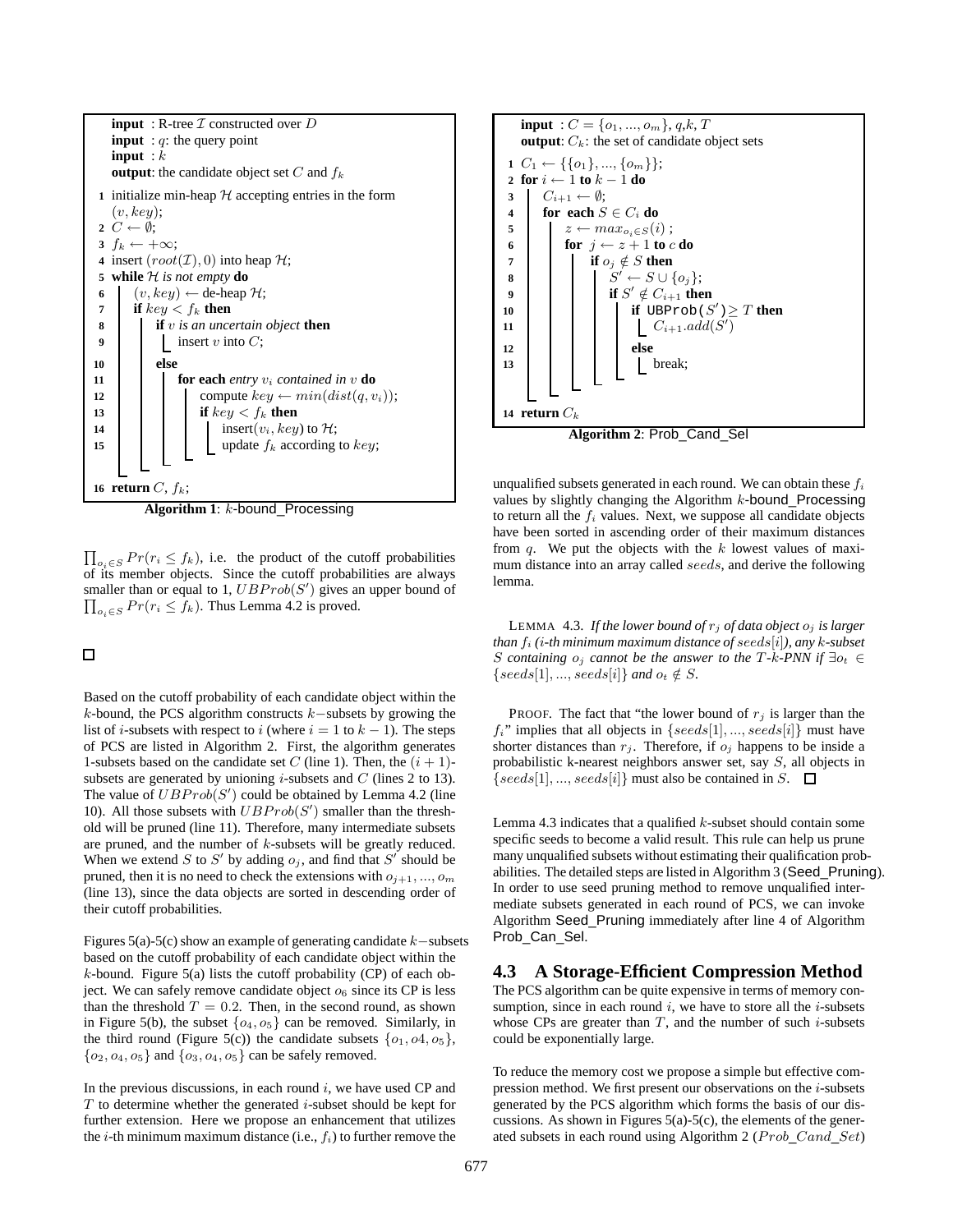```
input : R-tree I constructed over D
input : q: the query point
input : k
output: the candidate object set C and f_k

1  initialize min-heap H accepting entries in the form (v, key);
2  C ← ∅;
3  f_k ← +∞;
4  insert (root(I), 0) into heap H;
5  while H is not empty do
6      (v, key) ← de-heap H;
7      if key < f_k then
8          if v is an uncertain object then
9              insert v into C;
10         else
11             for each entry v_i contained in v do
12                 compute key ← min(dist(q, v_i));
13                 if key < f_k then
14                     insert(v_i, key) to H;
15                     update f_k according to key;
16 return C, f_k;
```

**Algorithm 1**: $k$-bound_Processing

```
input : C = {o_1, ..., o_m}, q, k, T
output: C_k: the set of candidate object sets

1  C_1 ← {{o_1}, ..., {o_m}};
2  for i ← 1 to k − 1 do
3      C_{i+1} ← ∅;
4      for each S ∈ C_i do
5          z ← max_{o_i ∈ S}(i);
6          for j ← z + 1 to c do
7              if o_j ∉ S then
8                  S' ← S ∪ {o_j};
9                  if S' ∉ C_{i+1} then
10                     if UBProb(S') ≥ T then
11                         C_{i+1}.add(S')
12                     else
13                         break;
14 return C_k
```

**Algorithm 2**: Prob_Cand_Sel

$\prod_{o_i \in S} Pr(r_i \leq f_k)$, i.e. the product of the cutoff probabilities of its member objects. Since the cutoff probabilities are always smaller than or equal to 1, $UBProb(S')$ gives an upper bound of $\prod_{o_i \in S} Pr(r_i \leq f_k)$. Thus Lemma 4.2 is proved.

□

Based on the cutoff probability of each candidate object within the $k$-bound, the PCS algorithm constructs $k-$subsets by growing the list of $i$-subsets with respect to $i$ (where $i = 1$ to $k-1$). The steps of PCS are listed in Algorithm 2. First, the algorithm generates 1-subsets based on the candidate set $C$ (line 1). Then, the $(i+1)$-subsets are generated by unioning $i$-subsets and $C$ (lines 2 to 13). The value of $UBProb(S')$ could be obtained by Lemma 4.2 (line 10). All those subsets with $UBProb(S')$ smaller than the threshold will be pruned (line 11). Therefore, many intermediate subsets are pruned, and the number of $k$-subsets will be greatly reduced. When we extend $S$ to $S'$ by adding $o_j$, and find that $S'$ should be pruned, then it is no need to check the extensions with $o_{j+1}, ..., o_m$ (line 13), since the data objects are sorted in descending order of their cutoff probabilities.

Figures 5(a)-5(c) show an example of generating candidate $k-$subsets based on the cutoff probability of each candidate object within the $k$-bound. Figure 5(a) lists the cutoff probability (CP) of each object. We can safely remove candidate object $o_6$ since its CP is less than the threshold $T = 0.2$. Then, in the second round, as shown in Figure 5(b), the subset $\{o_4, o_5\}$ can be removed. Similarly, in the third round (Figure 5(c)) the candidate subsets $\{o_1, o4, o_5\}$, $\{o_2, o_4, o_5\}$ and $\{o_3, o_4, o_5\}$ can be safely removed.

In the previous discussions, in each round $i$, we have used CP and $T$ to determine whether the generated $i$-subset should be kept for further extension. Here we propose an enhancement that utilizes the $i$-th minimum maximum distance (i.e., $f_i$) to further remove the unqualified subsets generated in each round. We can obtain these $f_i$ values by slightly changing the Algorithm $k$-bound_Processing to return all the $f_i$ values. Next, we suppose all candidate objects have been sorted in ascending order of their maximum distances from $q$. We put the objects with the $k$ lowest values of maximum distance into an array called $seeds$, and derive the following lemma.

LEMMA 4.3. *If the lower bound of $r_j$ of data object $o_j$ is larger than $f_i$ ($i$-th minimum maximum distance of $seeds[i]$), any $k$-subset $S$ containing $o_j$ cannot be the answer to the $T$-$k$-PNN if $\exists o_t \in \{seeds[1], ..., seeds[i]\}$ and $o_t \notin S$.*

PROOF. The fact that "the lower bound of $r_j$ is larger than the $f_i$" implies that all objects in $\{seeds[1], ..., seeds[i]\}$ must have shorter distances than $r_j$. Therefore, if $o_j$ happens to be inside a probabilistic k-nearest neighbors answer set, say $S$, all objects in $\{seeds[1], ..., seeds[i]\}$ must also be contained in $S$. □

Lemma 4.3 indicates that a qualified $k$-subset should contain some specific seeds to become a valid result. This rule can help us prune many unqualified subsets without estimating their qualification probabilities. The detailed steps are listed in Algorithm 3 (Seed_Pruning). In order to use seed pruning method to remove unqualified intermediate subsets generated in each round of PCS, we can invoke Algorithm Seed_Pruning immediately after line 4 of Algorithm Prob_Can_Sel.

## 4.3 A Storage-Efficient Compression Method

The PCS algorithm can be quite expensive in terms of memory consumption, since in each round $i$, we have to store all the $i$-subsets whose CPs are greater than $T$, and the number of such $i$-subsets could be exponentially large.

To reduce the memory cost we propose a simple but effective compression method. We first present our observations on the $i$-subsets generated by the PCS algorithm which forms the basis of our discussions. As shown in Figures 5(a)-5(c), the elements of the generated subsets in each round using Algorithm 2 ($Prob\_Cand\_Set$)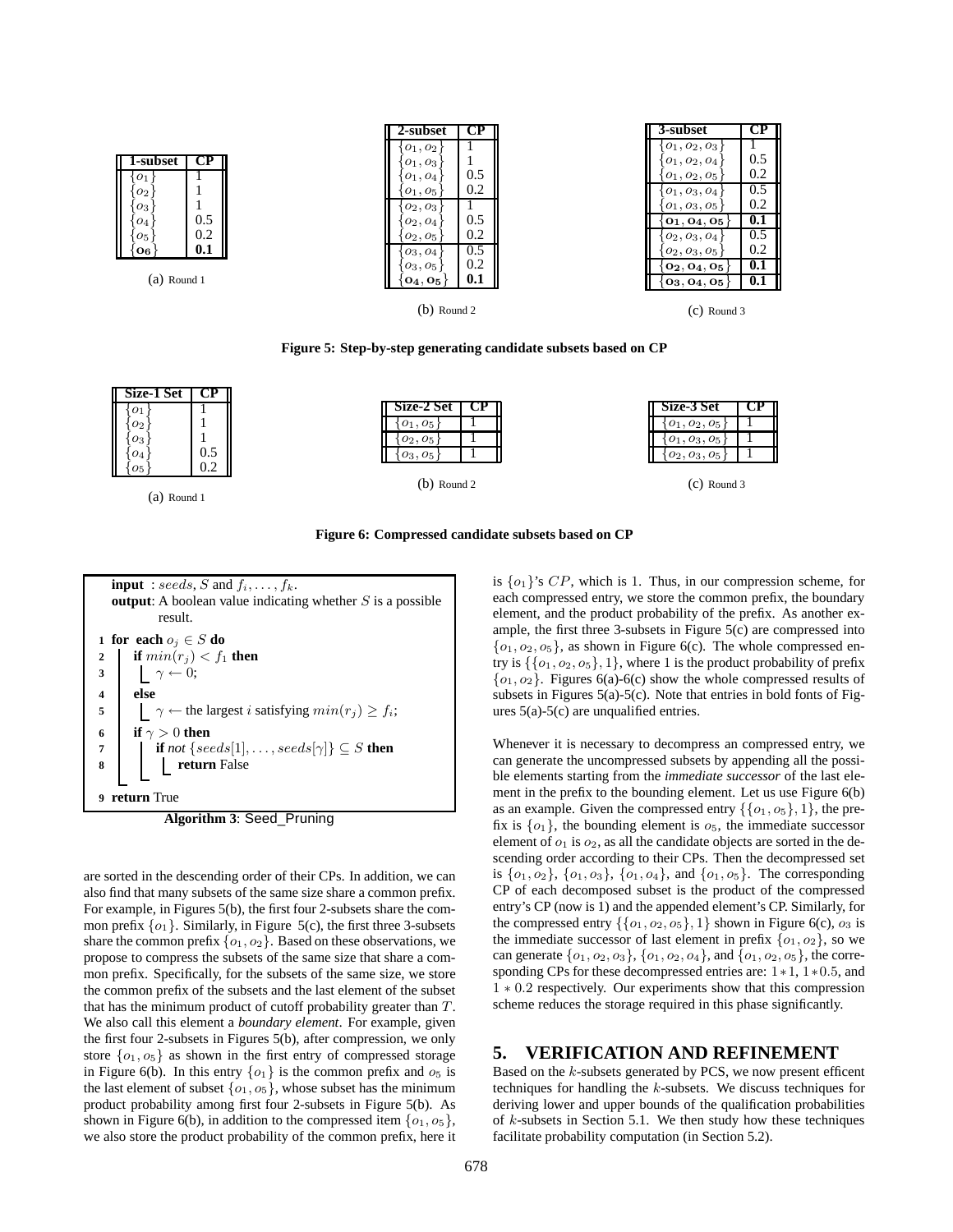| 1-subset | CP |
| --- | --- |
| $\{o_1\}$ | 1 |
| $\{o_2\}$ | 1 |
| $\{o_3\}$ | 1 |
| $\{o_4\}$ | 0.5 |
| $\{o_5\}$ | 0.2 |
| $\{\mathbf{o_6}\}$ | **0.1** |

(a) Round 1

| 2-subset | CP |
| --- | --- |
| $\{o_1, o_2\}$ | 1 |
| $\{o_1, o_3\}$ | 1 |
| $\{o_1, o_4\}$ | 0.5 |
| $\{o_1, o_5\}$ | 0.2 |
| $\{o_2, o_3\}$ | 1 |
| $\{o_2, o_4\}$ | 0.5 |
| $\{o_2, o_5\}$ | 0.2 |
| $\{o_3, o_4\}$ | 0.5 |
| $\{o_3, o_5\}$ | 0.2 |
| $\{\mathbf{o_4, o_5}\}$ | **0.1** |

(b) Round 2

| 3-subset | CP |
| --- | --- |
| $\{o_1, o_2, o_3\}$ | 1 |
| $\{o_1, o_2, o_4\}$ | 0.5 |
| $\{o_1, o_2, o_5\}$ | 0.2 |
| $\{o_1, o_3, o_4\}$ | 0.5 |
| $\{o_1, o_3, o_5\}$ | 0.2 |
| $\{\mathbf{o_1, o_4, o_5}\}$ | **0.1** |
| $\{o_2, o_3, o_4\}$ | 0.5 |
| $\{o_2, o_3, o_5\}$ | 0.2 |
| $\{\mathbf{o_2, o_4, o_5}\}$ | **0.1** |
| $\{\mathbf{o_3, o_4, o_5}\}$ | **0.1** |

(c) Round 3

**Figure 5: Step-by-step generating candidate subsets based on CP**

| Size-1 Set | CP |
| --- | --- |
| $\{o_1\}$ | 1 |
| $\{o_2\}$ | 1 |
| $\{o_3\}$ | 1 |
| $\{o_4\}$ | 0.5 |
| $\{o_5\}$ | 0.2 |

(a) Round 1

| Size-2 Set | CP |
| --- | --- |
| $\{o_1, o_5\}$ | 1 |
| $\{o_2, o_5\}$ | 1 |
| $\{o_3, o_5\}$ | 1 |

(b) Round 2

| Size-3 Set | CP |
| --- | --- |
| $\{o_1, o_2, o_5\}$ | 1 |
| $\{o_1, o_3, o_5\}$ | 1 |
| $\{o_2, o_3, o_5\}$ | 1 |

(c) Round 3

**Figure 6: Compressed candidate subsets based on CP**

```
input : seeds, S and f_i, ..., f_k.
output: A boolean value indicating whether S is a possible
        result.
1 for each o_j ∈ S do
2     if min(r_j) < f_1 then
3         γ ← 0;
4     else
5         γ ← the largest i satisfying min(r_j) ≥ f_i;
6     if γ > 0 then
7         if not {seeds[1], ..., seeds[γ]} ⊆ S then
8             return False
9 return True
```

**Algorithm 3**: Seed_Pruning

are sorted in the descending order of their CPs. In addition, we can also find that many subsets of the same size share a common prefix. For example, in Figures 5(b), the first four 2-subsets share the common prefix $\{o_1\}$. Similarly, in Figure 5(c), the first three 3-subsets share the common prefix $\{o_1, o_2\}$. Based on these observations, we propose to compress the subsets of the same size that share a common prefix. Specifically, for the subsets of the same size, we store the common prefix of the subsets and the last element of the subset that has the minimum product of cutoff probability greater than $T$. We also call this element a *boundary element*. For example, given the first four 2-subsets in Figures 5(b), after compression, we only store $\{o_1, o_5\}$ as shown in the first entry of compressed storage in Figure 6(b). In this entry $\{o_1\}$ is the common prefix and $o_5$ is the last element of subset $\{o_1, o_5\}$, whose subset has the minimum product probability among first four 2-subsets in Figure 5(b). As shown in Figure 6(b), in addition to the compressed item $\{o_1, o_5\}$, we also store the product probability of the common prefix, here it is $\{o_1\}$'s $CP$, which is 1. Thus, in our compression scheme, for each compressed entry, we store the common prefix, the boundary element, and the product probability of the prefix. As another example, the first three 3-subsets in Figure 5(c) are compressed into $\{o_1, o_2, o_5\}$, as shown in Figure 6(c). The whole compressed entry is $\{\{o_1, o_2, o_5\}, 1\}$, where 1 is the product probability of prefix $\{o_1, o_2\}$. Figures 6(a)-6(c) show the whole compressed results of subsets in Figures 5(a)-5(c). Note that entries in bold fonts of Figures 5(a)-5(c) are unqualified entries.

Whenever it is necessary to decompress an compressed entry, we can generate the uncompressed subsets by appending all the possible elements starting from the *immediate successor* of the last element in the prefix to the bounding element. Let us use Figure 6(b) as an example. Given the compressed entry $\{\{o_1, o_5\}, 1\}$, the prefix is $\{o_1\}$, the bounding element is $o_5$, the immediate successor element of $o_1$ is $o_2$, as all the candidate objects are sorted in the descending order according to their CPs. Then the decompressed set is $\{o_1, o_2\}$, $\{o_1, o_3\}$, $\{o_1, o_4\}$, and $\{o_1, o_5\}$. The corresponding CP of each decomposed subset is the product of the compressed entry's CP (now is 1) and the appended element's CP. Similarly, for the compressed entry $\{\{o_1, o_2, o_5\}, 1\}$ shown in Figure 6(c), $o_3$ is the immediate successor of last element in prefix $\{o_1, o_2\}$, so we can generate $\{o_1, o_2, o_3\}$, $\{o_1, o_2, o_4\}$, and $\{o_1, o_2, o_5\}$, the corresponding CPs for these decompressed entries are: $1 * 1$, $1 * 0.5$, and $1 * 0.2$ respectively. Our experiments show that this compression scheme reduces the storage required in this phase significantly.

## 5. VERIFICATION AND REFINEMENT

Based on the $k$-subsets generated by PCS, we now present efficent techniques for handling the $k$-subsets. We discuss techniques for deriving lower and upper bounds of the qualification probabilities of $k$-subsets in Section 5.1. We then study how these techniques facilitate probability computation (in Section 5.2).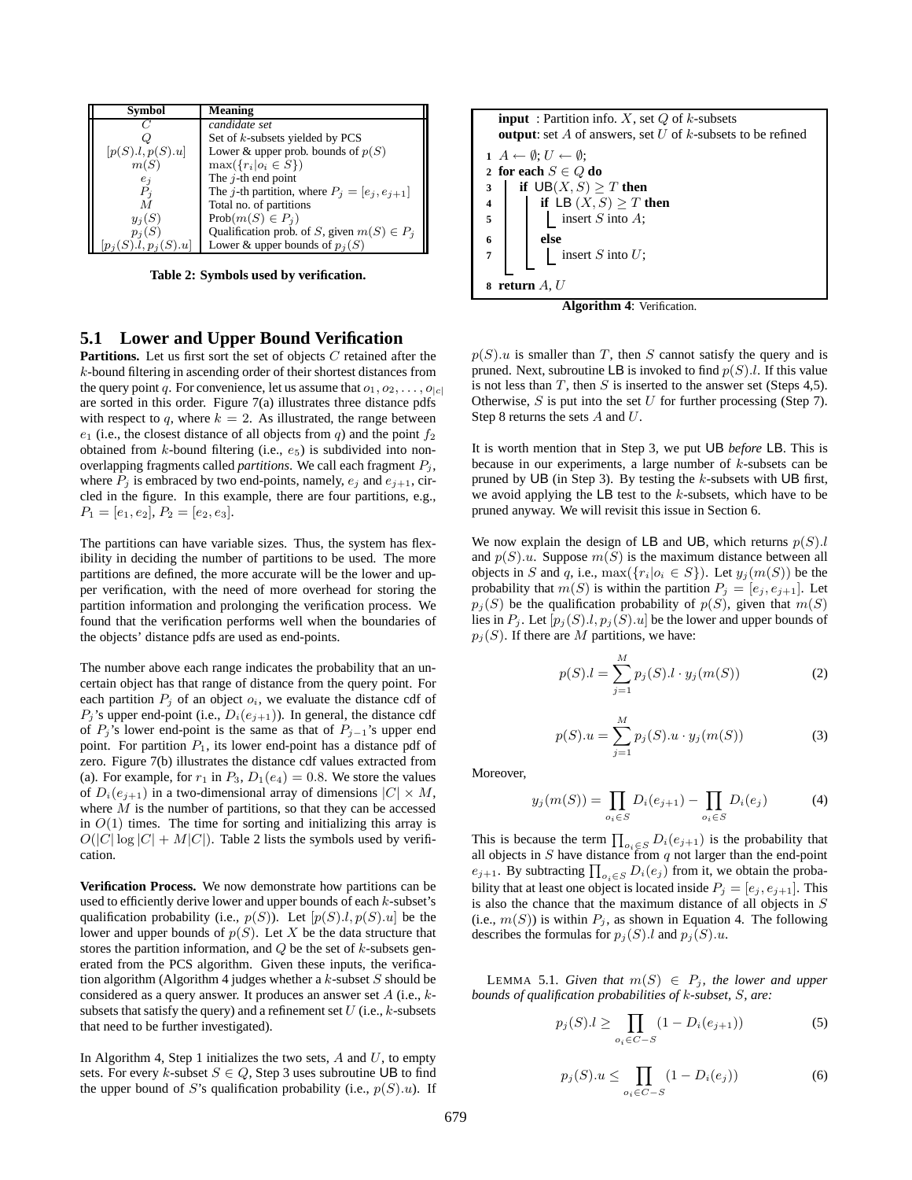| Symbol | Meaning |
|---|---|
| $C$ | *candidate set* |
| $Q$ | Set of $k$-subsets yielded by PCS |
| $[p(S).l, p(S).u]$ | Lower & upper prob. bounds of $p(S)$ |
| $m(S)$ | $\max(\{r_i \mid o_i \in S\})$ |
| $e_j$ | The $j$-th end point |
| $P_j$ | The $j$-th partition, where $P_j = [e_j, e_{j+1}]$ |
| $M$ | Total no. of partitions |
| $y_j(S)$ | Prob($m(S) \in P_j$) |
| $p_j(S)$ | Qualification prob. of $S$, given $m(S) \in P_j$ |
| $[p_j(S).l, p_j(S).u]$ | Lower & upper bounds of $p_j(S)$ |

**Table 2: Symbols used by verification.**

### 5.1 Lower and Upper Bound Verification

**Partitions.** Let us first sort the set of objects $C$ retained after the $k$-bound filtering in ascending order of their shortest distances from the query point $q$. For convenience, let us assume that $o_1, o_2, \ldots, o_{|c|}$ are sorted in this order. Figure 7(a) illustrates three distance pdfs with respect to $q$, where $k = 2$. As illustrated, the range between $e_1$ (i.e., the closest distance of all objects from $q$) and the point $f_2$ obtained from $k$-bound filtering (i.e., $e_5$) is subdivided into non-overlapping fragments called *partitions*. We call each fragment $P_j$, where $P_j$ is embraced by two end-points, namely, $e_j$ and $e_{j+1}$, circled in the figure. In this example, there are four partitions, e.g., $P_1 = [e_1, e_2]$, $P_2 = [e_2, e_3]$.

The partitions can have variable sizes. Thus, the system has flexibility in deciding the number of partitions to be used. The more partitions are defined, the more accurate will be the lower and upper verification, with the need of more overhead for storing the partition information and prolonging the verification process. We found that the verification performs well when the boundaries of the objects' distance pdfs are used as end-points.

The number above each range indicates the probability that an uncertain object has that range of distance from the query point. For each partition $P_j$ of an object $o_i$, we evaluate the distance cdf of $P_j$'s upper end-point (i.e., $D_i(e_{j+1})$). In general, the distance cdf of $P_j$'s lower end-point is the same as that of $P_{j-1}$'s upper end point. For partition $P_1$, its lower end-point has a distance pdf of zero. Figure 7(b) illustrates the distance cdf values extracted from (a). For example, for $r_1$ in $P_3$, $D_1(e_4) = 0.8$. We store the values of $D_i(e_{j+1})$ in a two-dimensional array of dimensions $|C| \times M$, where $M$ is the number of partitions, so that they can be accessed in $O(1)$ times. The time for sorting and initializing this array is $O(|C| \log |C| + M|C|)$. Table 2 lists the symbols used by verification.

**Verification Process.** We now demonstrate how partitions can be used to efficiently derive lower and upper bounds of each $k$-subset's qualification probability (i.e., $p(S)$). Let $[p(S).l, p(S).u]$ be the lower and upper bounds of $p(S)$. Let $X$ be the data structure that stores the partition information, and $Q$ be the set of $k$-subsets generated from the PCS algorithm. Given these inputs, the verification algorithm (Algorithm 4 judges whether a $k$-subset $S$ should be considered as a query answer. It produces an answer set $A$ (i.e., $k$-subsets that satisfy the query) and a refinement set $U$ (i.e., $k$-subsets that need to be further investigated).

In Algorithm 4, Step 1 initializes the two sets, $A$ and $U$, to empty sets. For every $k$-subset $S \in Q$, Step 3 uses subroutine UB to find the upper bound of $S$'s qualification probability (i.e., $p(S).u$). If

```
input  : Partition info. X, set Q of k-subsets
output: set A of answers, set U of k-subsets to be refined
1 A ← ∅; U ← ∅;
2 for each S ∈ Q do
3     if UB(X, S) ≥ T then
4         if LB (X, S) ≥ T then
5             insert S into A;
6         else
7             insert S into U;
8 return A, U
```

**Algorithm 4**: Verification.

$p(S).u$ is smaller than $T$, then $S$ cannot satisfy the query and is pruned. Next, subroutine LB is invoked to find $p(S).l$. If this value is not less than $T$, then $S$ is inserted to the answer set (Steps 4,5). Otherwise, $S$ is put into the set $U$ for further processing (Step 7). Step 8 returns the sets $A$ and $U$.

It is worth mention that in Step 3, we put UB *before* LB. This is because in our experiments, a large number of $k$-subsets can be pruned by UB (in Step 3). By testing the $k$-subsets with UB first, we avoid applying the LB test to the $k$-subsets, which have to be pruned anyway. We will revisit this issue in Section 6.

We now explain the design of LB and UB, which returns $p(S).l$ and $p(S).u$. Suppose $m(S)$ is the maximum distance between all objects in $S$ and $q$, i.e., $\max(\{r_i \mid o_i \in S\})$. Let $y_j(m(S))$ be the probability that $m(S)$ is within the partition $P_j = [e_j, e_{j+1}]$. Let $p_j(S)$ be the qualification probability of $p(S)$, given that $m(S)$ lies in $P_j$. Let $[p_j(S).l, p_j(S).u]$ be the lower and upper bounds of $p_j(S)$. If there are $M$ partitions, we have:

$$p(S).l = \sum_{j=1}^{M} p_j(S).l \cdot y_j(m(S)) \tag{2}$$

$$p(S).u = \sum_{j=1}^{M} p_j(S).u \cdot y_j(m(S)) \tag{3}$$

Moreover,

$$y_j(m(S)) = \prod_{o_i \in S} D_i(e_{j+1}) - \prod_{o_i \in S} D_i(e_j) \tag{4}$$

This is because the term $\prod_{o_i \in S} D_i(e_{j+1})$ is the probability that all objects in $S$ have distance from $q$ not larger than the end-point $e_{j+1}$. By subtracting $\prod_{o_i \in S} D_i(e_j)$ from it, we obtain the probability that at least one object is located inside $P_j = [e_j, e_{j+1}]$. This is also the chance that the maximum distance of all objects in $S$ (i.e., $m(S)$) is within $P_j$, as shown in Equation 4. The following describes the formulas for $p_j(S).l$ and $p_j(S).u$.

LEMMA 5.1. *Given that $m(S) \in P_j$, the lower and upper bounds of qualification probabilities of $k$-subset, $S$, are:*

$$p_j(S).l \geq \prod_{o_i \in C-S} (1 - D_i(e_{j+1})) \tag{5}$$

$$p_j(S).u \leq \prod_{o_i \in C-S} (1 - D_i(e_j)) \tag{6}$$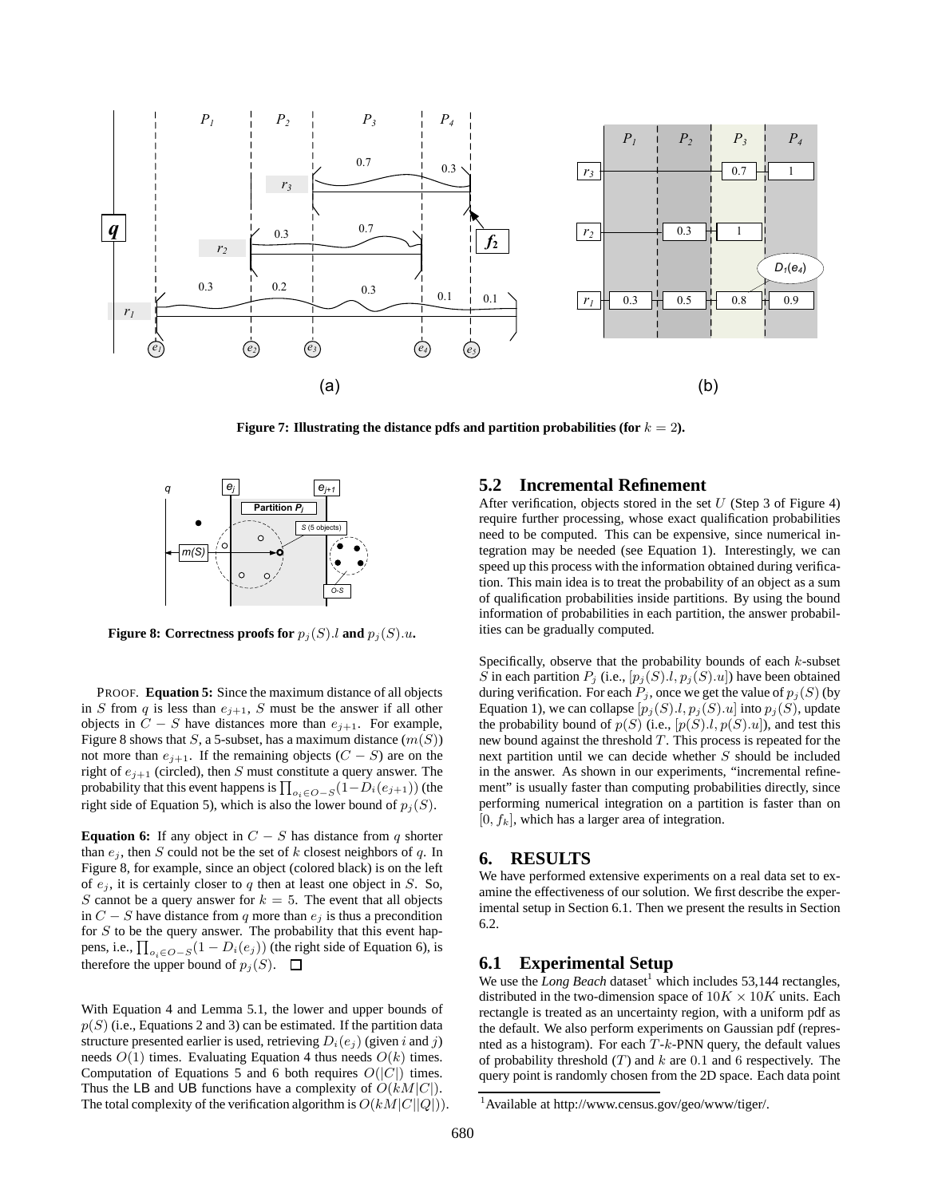**Figure 7: Illustrating the distance pdfs and partition probabilities (for $k = 2$).**

**Figure 8: Correctness proofs for $p_j(S).l$ and $p_j(S).u$.**

PROOF. **Equation 5:** Since the maximum distance of all objects in $S$ from $q$ is less than $e_{j+1}$, $S$ must be the answer if all other objects in $C - S$ have distances more than $e_{j+1}$. For example, Figure 8 shows that $S$, a 5-subset, has a maximum distance ($m(S)$) not more than $e_{j+1}$. If the remaining objects ($C - S$) are on the right of $e_{j+1}$ (circled), then $S$ must constitute a query answer. The probability that this event happens is $\prod_{o_i \in O-S}(1-D_i(e_{j+1}))$ (the right side of Equation 5), which is also the lower bound of $p_j(S)$.

**Equation 6:** If any object in $C - S$ has distance from $q$ shorter than $e_j$, then $S$ could not be the set of $k$ closest neighbors of $q$. In Figure 8, for example, since an object (colored black) is on the left of $e_j$, it is certainly closer to $q$ then at least one object in $S$. So, $S$ cannot be a query answer for $k = 5$. The event that all objects in $C - S$ have distance from $q$ more than $e_j$ is thus a precondition for $S$ to be the query answer. The probability that this event happens, i.e., $\prod_{o_i \in O-S}(1 - D_i(e_j))$ (the right side of Equation 6), is therefore the upper bound of $p_j(S)$. □

With Equation 4 and Lemma 5.1, the lower and upper bounds of $p(S)$ (i.e., Equations 2 and 3) can be estimated. If the partition data structure presented earlier is used, retrieving $D_i(e_j)$ (given $i$ and $j$) needs $O(1)$ times. Evaluating Equation 4 thus needs $O(k)$ times. Computation of Equations 5 and 6 both requires $O(|C|)$ times. Thus the LB and UB functions have a complexity of $O(kM|C|)$. The total complexity of the verification algorithm is $O(kM|C||Q|)$.

## 5.2 Incremental Refinement

After verification, objects stored in the set $U$ (Step 3 of Figure 4) require further processing, whose exact qualification probabilities need to be computed. This can be expensive, since numerical integration may be needed (see Equation 1). Interestingly, we can speed up this process with the information obtained during verification. This main idea is to treat the probability of an object as a sum of qualification probabilities inside partitions. By using the bound information of probabilities in each partition, the answer probabilities can be gradually computed.

Specifically, observe that the probability bounds of each $k$-subset $S$ in each partition $P_j$ (i.e., $[p_j(S).l, p_j(S).u]$) have been obtained during verification. For each $P_j$, once we get the value of $p_j(S)$ (by Equation 1), we can collapse $[p_j(S).l, p_j(S).u]$ into $p_j(S)$, update the probability bound of $p(S)$ (i.e., $[p(S).l, p(S).u]$), and test this new bound against the threshold $T$. This process is repeated for the next partition until we can decide whether $S$ should be included in the answer. As shown in our experiments, "incremental refinement" is usually faster than computing probabilities directly, since performing numerical integration on a partition is faster than on $[0, f_k]$, which has a larger area of integration.

# 6. RESULTS

We have performed extensive experiments on a real data set to examine the effectiveness of our solution. We first describe the experimental setup in Section 6.1. Then we present the results in Section 6.2.

## 6.1 Experimental Setup

We use the *Long Beach* dataset[1] which includes 53,144 rectangles, distributed in the two-dimension space of $10K \times 10K$ units. Each rectangle is treated as an uncertainty region, with a uniform pdf as the default. We also perform experiments on Gaussian pdf (represented as a histogram). For each $T$-$k$-PNN query, the default values of probability threshold ($T$) and $k$ are $0.1$ and $6$ respectively. The query point is randomly chosen from the 2D space. Each data point

[1] Available at http://www.census.gov/geo/www/tiger/.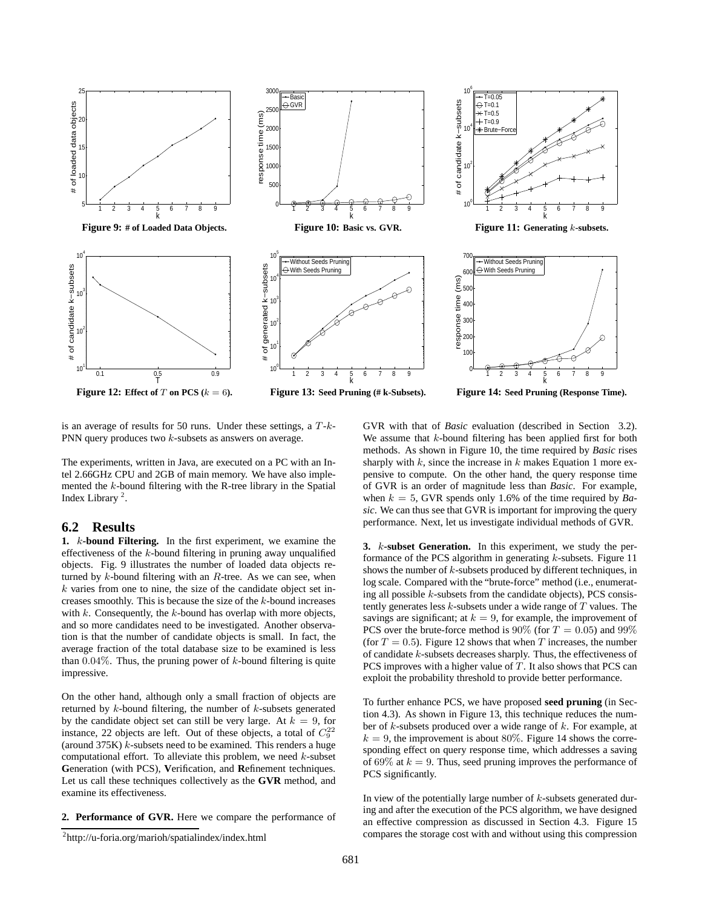Figure 9: # of Loaded Data Objects.

Figure 10: Basic vs. GVR.

Figure 11: Generating $k$-subsets.

Figure 12: Effect of $T$ on PCS ($k = 6$).

Figure 13: Seed Pruning (# k-Subsets).

Figure 14: Seed Pruning (Response Time).

is an average of results for 50 runs. Under these settings, a $T$-$k$-PNN query produces two $k$-subsets as answers on average.

The experiments, written in Java, are executed on a PC with an Intel 2.66GHz CPU and 2GB of main memory. We have also implemented the $k$-bound filtering with the R-tree library in the Spatial Index Library [2].

## 6.2 Results

**1. $k$-bound Filtering.** In the first experiment, we examine the effectiveness of the $k$-bound filtering in pruning away unqualified objects. Fig. 9 illustrates the number of loaded data objects returned by $k$-bound filtering with an $R$-tree. As we can see, when $k$ varies from one to nine, the size of the candidate object set increases smoothly. This is because the size of the $k$-bound increases with $k$. Consequently, the $k$-bound has overlap with more objects, and so more candidates need to be investigated. Another observation is that the number of candidate objects is small. In fact, the average fraction of the total database size to be examined is less than $0.04\%$. Thus, the pruning power of $k$-bound filtering is quite impressive.

On the other hand, although only a small fraction of objects are returned by $k$-bound filtering, the number of $k$-subsets generated by the candidate object set can still be very large. At $k = 9$, for instance, 22 objects are left. Out of these objects, a total of $C_9^{22}$ (around 375K) $k$-subsets need to be examined. This renders a huge computational effort. To alleviate this problem, we need $k$-subset **G**eneration (with PCS), **V**erification, and **R**efinement techniques. Let us call these techniques collectively as the **GVR** method, and examine its effectiveness.

**2. Performance of GVR.** Here we compare the performance of GVR with that of *Basic* evaluation (described in Section 3.2). We assume that $k$-bound filtering has been applied first for both methods. As shown in Figure 10, the time required by *Basic* rises sharply with $k$, since the increase in $k$ makes Equation 1 more expensive to compute. On the other hand, the query response time of GVR is an order of magnitude less than *Basic*. For example, when $k = 5$, GVR spends only 1.6% of the time required by *Basic*. We can thus see that GVR is important for improving the query performance. Next, let us investigate individual methods of GVR.

**3. $k$-subset Generation.** In this experiment, we study the performance of the PCS algorithm in generating $k$-subsets. Figure 11 shows the number of $k$-subsets produced by different techniques, in log scale. Compared with the "brute-force" method (i.e., enumerating all possible $k$-subsets from the candidate objects), PCS consistently generates less $k$-subsets under a wide range of $T$ values. The savings are significant; at $k = 9$, for example, the improvement of PCS over the brute-force method is $90\%$ (for $T = 0.05$) and $99\%$ (for $T = 0.5$). Figure 12 shows that when $T$ increases, the number of candidate $k$-subsets decreases sharply. Thus, the effectiveness of PCS improves with a higher value of $T$. It also shows that PCS can exploit the probability threshold to provide better performance.

To further enhance PCS, we have proposed **seed pruning** (in Section 4.3). As shown in Figure 13, this technique reduces the number of $k$-subsets produced over a wide range of $k$. For example, at $k = 9$, the improvement is about $80\%$. Figure 14 shows the corresponding effect on query response time, which addresses a saving of $69\%$ at $k = 9$. Thus, seed pruning improves the performance of PCS significantly.

In view of the potentially large number of $k$-subsets generated during and after the execution of the PCS algorithm, we have designed an effective compression as discussed in Section 4.3. Figure 15 compares the storage cost with and without using this compression

[2] http://u-foria.org/marioh/spatialindex/index.html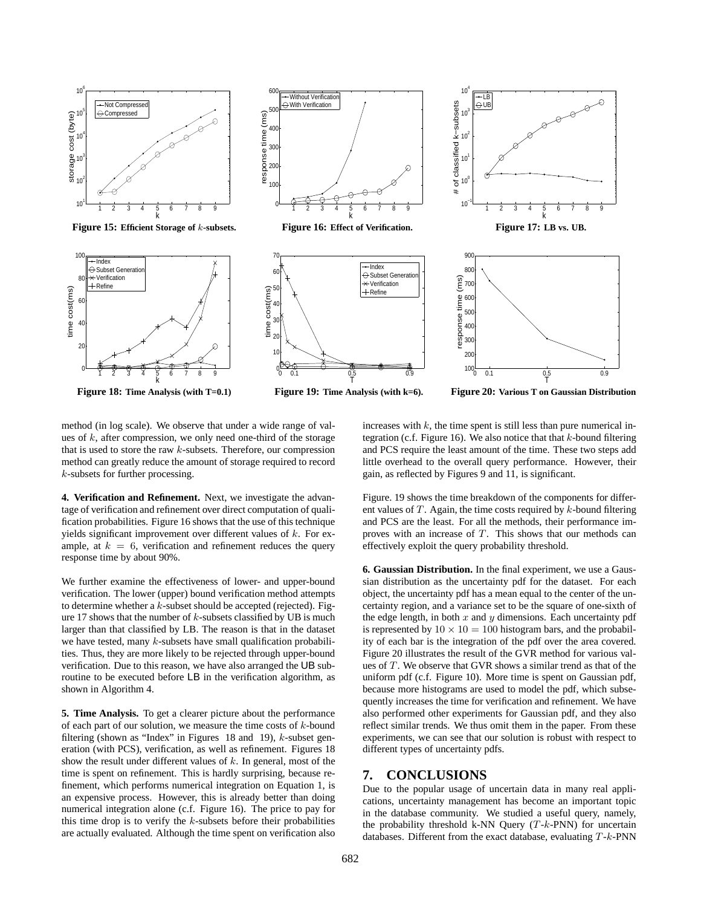Figure 15: Efficient Storage of $k$-subsets.

Figure 16: Effect of Verification.

Figure 17: LB vs. UB.

Figure 18: Time Analysis (with T=0.1)

Figure 19: Time Analysis (with k=6).

Figure 20: Various T on Gaussian Distribution

method (in log scale). We observe that under a wide range of values of $k$, after compression, we only need one-third of the storage that is used to store the raw $k$-subsets. Therefore, our compression method can greatly reduce the amount of storage required to record $k$-subsets for further processing.

**4. Verification and Refinement.** Next, we investigate the advantage of verification and refinement over direct computation of qualification probabilities. Figure 16 shows that the use of this technique yields significant improvement over different values of $k$. For example, at $k = 6$, verification and refinement reduces the query response time by about 90%.

We further examine the effectiveness of lower- and upper-bound verification. The lower (upper) bound verification method attempts to determine whether a $k$-subset should be accepted (rejected). Figure 17 shows that the number of $k$-subsets classified by UB is much larger than that classified by LB. The reason is that in the dataset we have tested, many $k$-subsets have small qualification probabilities. Thus, they are more likely to be rejected through upper-bound verification. Due to this reason, we have also arranged the UB subroutine to be executed before LB in the verification algorithm, as shown in Algorithm 4.

**5. Time Analysis.** To get a clearer picture about the performance of each part of our solution, we measure the time costs of $k$-bound filtering (shown as "Index" in Figures 18 and 19), $k$-subset generation (with PCS), verification, as well as refinement. Figures 18 show the result under different values of $k$. In general, most of the time is spent on refinement. This is hardly surprising, because refinement, which performs numerical integration on Equation 1, is an expensive process. However, this is already better than doing numerical integration alone (c.f. Figure 16). The price to pay for this time drop is to verify the $k$-subsets before their probabilities are actually evaluated. Although the time spent on verification also increases with $k$, the time spent is still less than pure numerical integration (c.f. Figure 16). We also notice that that $k$-bound filtering and PCS require the least amount of the time. These two steps add little overhead to the overall query performance. However, their gain, as reflected by Figures 9 and 11, is significant.

Figure. 19 shows the time breakdown of the components for different values of $T$. Again, the time costs required by $k$-bound filtering and PCS are the least. For all the methods, their performance improves with an increase of $T$. This shows that our methods can effectively exploit the query probability threshold.

**6. Gaussian Distribution.** In the final experiment, we use a Gaussian distribution as the uncertainty pdf for the dataset. For each object, the uncertainty pdf has a mean equal to the center of the uncertainty region, and a variance set to be the square of one-sixth of the edge length, in both $x$ and $y$ dimensions. Each uncertainty pdf is represented by $10 \times 10 = 100$ histogram bars, and the probability of each bar is the integration of the pdf over the area covered. Figure 20 illustrates the result of the GVR method for various values of $T$. We observe that GVR shows a similar trend as that of the uniform pdf (c.f. Figure 10). More time is spent on Gaussian pdf, because more histograms are used to model the pdf, which subsequently increases the time for verification and refinement. We have also performed other experiments for Gaussian pdf, and they also reflect similar trends. We thus omit them in the paper. From these experiments, we can see that our solution is robust with respect to different types of uncertainty pdfs.

## 7. CONCLUSIONS

Due to the popular usage of uncertain data in many real applications, uncertainty management has become an important topic in the database community. We studied a useful query, namely, the probability threshold k-NN Query ($T$-$k$-PNN) for uncertain databases. Different from the exact database, evaluating $T$-$k$-PNN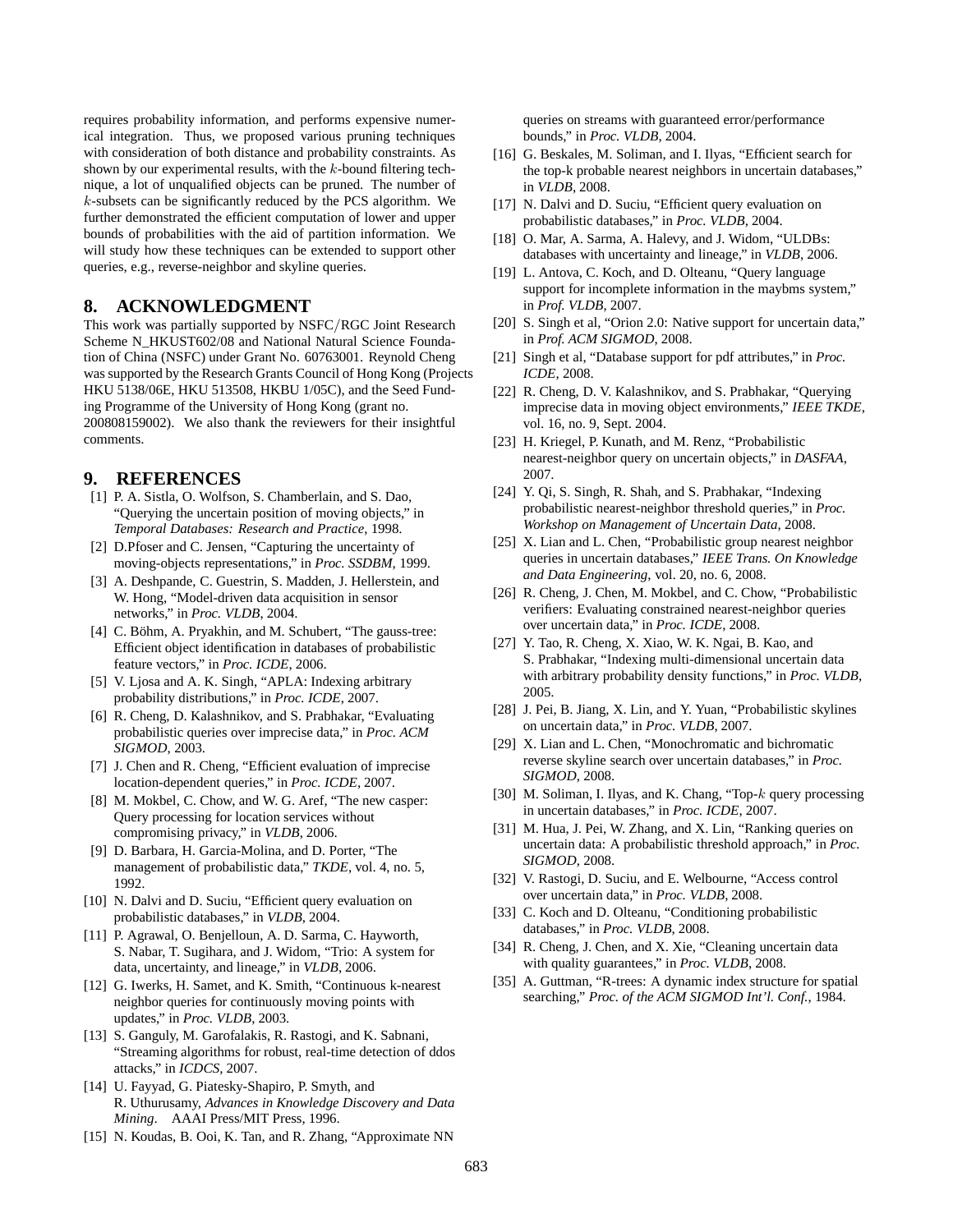requires probability information, and performs expensive numerical integration. Thus, we proposed various pruning techniques with consideration of both distance and probability constraints. As shown by our experimental results, with the $k$-bound filtering technique, a lot of unqualified objects can be pruned. The number of $k$-subsets can be significantly reduced by the PCS algorithm. We further demonstrated the efficient computation of lower and upper bounds of probabilities with the aid of partition information. We will study how these techniques can be extended to support other queries, e.g., reverse-neighbor and skyline queries.

## 8. ACKNOWLEDGMENT

This work was partially supported by NSFC/RGC Joint Research Scheme N_HKUST602/08 and National Natural Science Foundation of China (NSFC) under Grant No. 60763001. Reynold Cheng was supported by the Research Grants Council of Hong Kong (Projects HKU 5138/06E, HKU 513508, HKBU 1/05C), and the Seed Funding Programme of the University of Hong Kong (grant no. 200808159002). We also thank the reviewers for their insightful comments.

## 9. REFERENCES

[1] P. A. Sistla, O. Wolfson, S. Chamberlain, and S. Dao, "Querying the uncertain position of moving objects," in *Temporal Databases: Research and Practice*, 1998.

[2] D.Pfoser and C. Jensen, "Capturing the uncertainty of moving-objects representations," in *Proc. SSDBM*, 1999.

[3] A. Deshpande, C. Guestrin, S. Madden, J. Hellerstein, and W. Hong, "Model-driven data acquisition in sensor networks," in *Proc. VLDB*, 2004.

[4] C. Böhm, A. Pryakhin, and M. Schubert, "The gauss-tree: Efficient object identification in databases of probabilistic feature vectors," in *Proc. ICDE*, 2006.

[5] V. Ljosa and A. K. Singh, "APLA: Indexing arbitrary probability distributions," in *Proc. ICDE*, 2007.

[6] R. Cheng, D. Kalashnikov, and S. Prabhakar, "Evaluating probabilistic queries over imprecise data," in *Proc. ACM SIGMOD*, 2003.

[7] J. Chen and R. Cheng, "Efficient evaluation of imprecise location-dependent queries," in *Proc. ICDE*, 2007.

[8] M. Mokbel, C. Chow, and W. G. Aref, "The new casper: Query processing for location services without compromising privacy," in *VLDB*, 2006.

[9] D. Barbara, H. Garcia-Molina, and D. Porter, "The management of probabilistic data," *TKDE*, vol. 4, no. 5, 1992.

[10] N. Dalvi and D. Suciu, "Efficient query evaluation on probabilistic databases," in *VLDB*, 2004.

[11] P. Agrawal, O. Benjelloun, A. D. Sarma, C. Hayworth, S. Nabar, T. Sugihara, and J. Widom, "Trio: A system for data, uncertainty, and lineage," in *VLDB*, 2006.

[12] G. Iwerks, H. Samet, and K. Smith, "Continuous k-nearest neighbor queries for continuously moving points with updates," in *Proc. VLDB*, 2003.

[13] S. Ganguly, M. Garofalakis, R. Rastogi, and K. Sabnani, "Streaming algorithms for robust, real-time detection of ddos attacks," in *ICDCS*, 2007.

[14] U. Fayyad, G. Piatesky-Shapiro, P. Smyth, and R. Uthurusamy, *Advances in Knowledge Discovery and Data Mining*. AAAI Press/MIT Press, 1996.

[15] N. Koudas, B. Ooi, K. Tan, and R. Zhang, "Approximate NN queries on streams with guaranteed error/performance bounds," in *Proc. VLDB*, 2004.

[16] G. Beskales, M. Soliman, and I. Ilyas, "Efficient search for the top-k probable nearest neighbors in uncertain databases," in *VLDB*, 2008.

[17] N. Dalvi and D. Suciu, "Efficient query evaluation on probabilistic databases," in *Proc. VLDB*, 2004.

[18] O. Mar, A. Sarma, A. Halevy, and J. Widom, "ULDBs: databases with uncertainty and lineage," in *VLDB*, 2006.

[19] L. Antova, C. Koch, and D. Olteanu, "Query language support for incomplete information in the maybms system," in *Prof. VLDB*, 2007.

[20] S. Singh et al, "Orion 2.0: Native support for uncertain data," in *Prof. ACM SIGMOD*, 2008.

[21] Singh et al, "Database support for pdf attributes," in *Proc. ICDE*, 2008.

[22] R. Cheng, D. V. Kalashnikov, and S. Prabhakar, "Querying imprecise data in moving object environments," *IEEE TKDE*, vol. 16, no. 9, Sept. 2004.

[23] H. Kriegel, P. Kunath, and M. Renz, "Probabilistic nearest-neighbor query on uncertain objects," in *DASFAA*, 2007.

[24] Y. Qi, S. Singh, R. Shah, and S. Prabhakar, "Indexing probabilistic nearest-neighbor threshold queries," in *Proc. Workshop on Management of Uncertain Data*, 2008.

[25] X. Lian and L. Chen, "Probabilistic group nearest neighbor queries in uncertain databases," *IEEE Trans. On Knowledge and Data Engineering*, vol. 20, no. 6, 2008.

[26] R. Cheng, J. Chen, M. Mokbel, and C. Chow, "Probabilistic verifiers: Evaluating constrained nearest-neighbor queries over uncertain data," in *Proc. ICDE*, 2008.

[27] Y. Tao, R. Cheng, X. Xiao, W. K. Ngai, B. Kao, and S. Prabhakar, "Indexing multi-dimensional uncertain data with arbitrary probability density functions," in *Proc. VLDB*, 2005.

[28] J. Pei, B. Jiang, X. Lin, and Y. Yuan, "Probabilistic skylines on uncertain data," in *Proc. VLDB*, 2007.

[29] X. Lian and L. Chen, "Monochromatic and bichromatic reverse skyline search over uncertain databases," in *Proc. SIGMOD*, 2008.

[30] M. Soliman, I. Ilyas, and K. Chang, "Top-$k$ query processing in uncertain databases," in *Proc. ICDE*, 2007.

[31] M. Hua, J. Pei, W. Zhang, and X. Lin, "Ranking queries on uncertain data: A probabilistic threshold approach," in *Proc. SIGMOD*, 2008.

[32] V. Rastogi, D. Suciu, and E. Welbourne, "Access control over uncertain data," in *Proc. VLDB*, 2008.

[33] C. Koch and D. Olteanu, "Conditioning probabilistic databases," in *Proc. VLDB*, 2008.

[34] R. Cheng, J. Chen, and X. Xie, "Cleaning uncertain data with quality guarantees," in *Proc. VLDB*, 2008.

[35] A. Guttman, "R-trees: A dynamic index structure for spatial searching," *Proc. of the ACM SIGMOD Int'l. Conf.*, 1984.